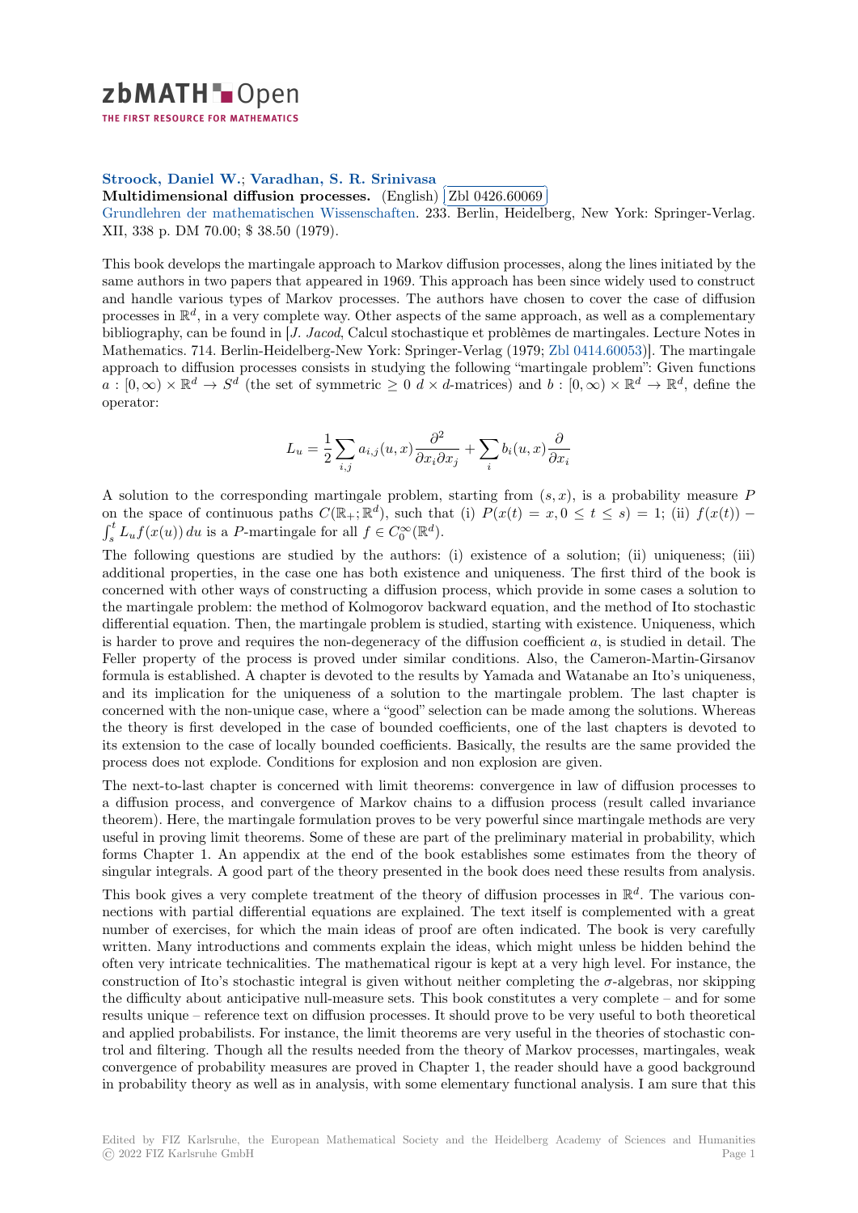**Stroock, Daniel W.**; **Varadhan, S. R. Srinivasa**

**Multidimensional diffusion processes.** (English) Zbl 0426.60069

Grundlehren der mathematischen Wissenschaften. 233. Berlin, Heidelberg, New York: Springer-Verlag. XII, 338 p. DM 70.00; $ 38.50 (1979).

This book develops the martingale approach to Markov diffusion processes, along the lines initiated by the same authors in two papers that appeared in 1969. This approach has been since widely used to construct and handle various types of Markov processes. The authors have chosen to cover the case of diffusion processes in $\mathbb{R}^d$, in a very complete way. Other aspects of the same approach, as well as a complementary bibliography, can be found in [*J. Jacod*, Calcul stochastique et problèmes de martingales. Lecture Notes in Mathematics. 714. Berlin-Heidelberg-New York: Springer-Verlag (1979; Zbl 0414.60053)]. The martingale approach to diffusion processes consists in studying the following "martingale problem": Given functions $a : [0, \infty) \times \mathbb{R}^d \to S^d$ (the set of symmetric $\geq 0$ $d \times d$-matrices) and $b : [0, \infty) \times \mathbb{R}^d \to \mathbb{R}^d$, define the operator:

$$L_u = \frac{1}{2} \sum_{i,j} a_{i,j}(u, x) \frac{\partial^2}{\partial x_i \partial x_j} + \sum_i b_i(u, x) \frac{\partial}{\partial x_i}$$

A solution to the corresponding martingale problem, starting from $(s, x)$, is a probability measure $P$ on the space of continuous paths $C(\mathbb{R}_+; \mathbb{R}^d)$, such that (i) $P(x(t) = x, 0 \leq t \leq s) = 1$; (ii) $f(x(t)) - \int_s^t L_u f(x(u))\,du$ is a $P$-martingale for all $f \in C_0^\infty(\mathbb{R}^d)$.

The following questions are studied by the authors: (i) existence of a solution; (ii) uniqueness; (iii) additional properties, in the case one has both existence and uniqueness. The first third of the book is concerned with other ways of constructing a diffusion process, which provide in some cases a solution to the martingale problem: the method of Kolmogorov backward equation, and the method of Ito stochastic differential equation. Then, the martingale problem is studied, starting with existence. Uniqueness, which is harder to prove and requires the non-degeneracy of the diffusion coefficient $a$, is studied in detail. The Feller property of the process is proved under similar conditions. Also, the Cameron-Martin-Girsanov formula is established. A chapter is devoted to the results by Yamada and Watanabe an Ito's uniqueness, and its implication for the uniqueness of a solution to the martingale problem. The last chapter is concerned with the non-unique case, where a "good" selection can be made among the solutions. Whereas the theory is first developed in the case of bounded coefficients, one of the last chapters is devoted to its extension to the case of locally bounded coefficients. Basically, the results are the same provided the process does not explode. Conditions for explosion and non explosion are given.

The next-to-last chapter is concerned with limit theorems: convergence in law of diffusion processes to a diffusion process, and convergence of Markov chains to a diffusion process (result called invariance theorem). Here, the martingale formulation proves to be very powerful since martingale methods are very useful in proving limit theorems. Some of these are part of the preliminary material in probability, which forms Chapter 1. An appendix at the end of the book establishes some estimates from the theory of singular integrals. A good part of the theory presented in the book does need these results from analysis.

This book gives a very complete treatment of the theory of diffusion processes in $\mathbb{R}^d$. The various connections with partial differential equations are explained. The text itself is complemented with a great number of exercises, for which the main ideas of proof are often indicated. The book is very carefully written. Many introductions and comments explain the ideas, which might unless be hidden behind the often very intricate technicalities. The mathematical rigour is kept at a very high level. For instance, the construction of Ito's stochastic integral is given without neither completing the $\sigma$-algebras, nor skipping the difficulty about anticipative null-measure sets. This book constitutes a very complete – and for some results unique – reference text on diffusion processes. It should prove to be very useful to both theoretical and applied probabilists. For instance, the limit theorems are very useful in the theories of stochastic control and filtering. Though all the results needed from the theory of Markov processes, martingales, weak convergence of probability measures are proved in Chapter 1, the reader should have a good background in probability theory as well as in analysis, with some elementary functional analysis. I am sure that this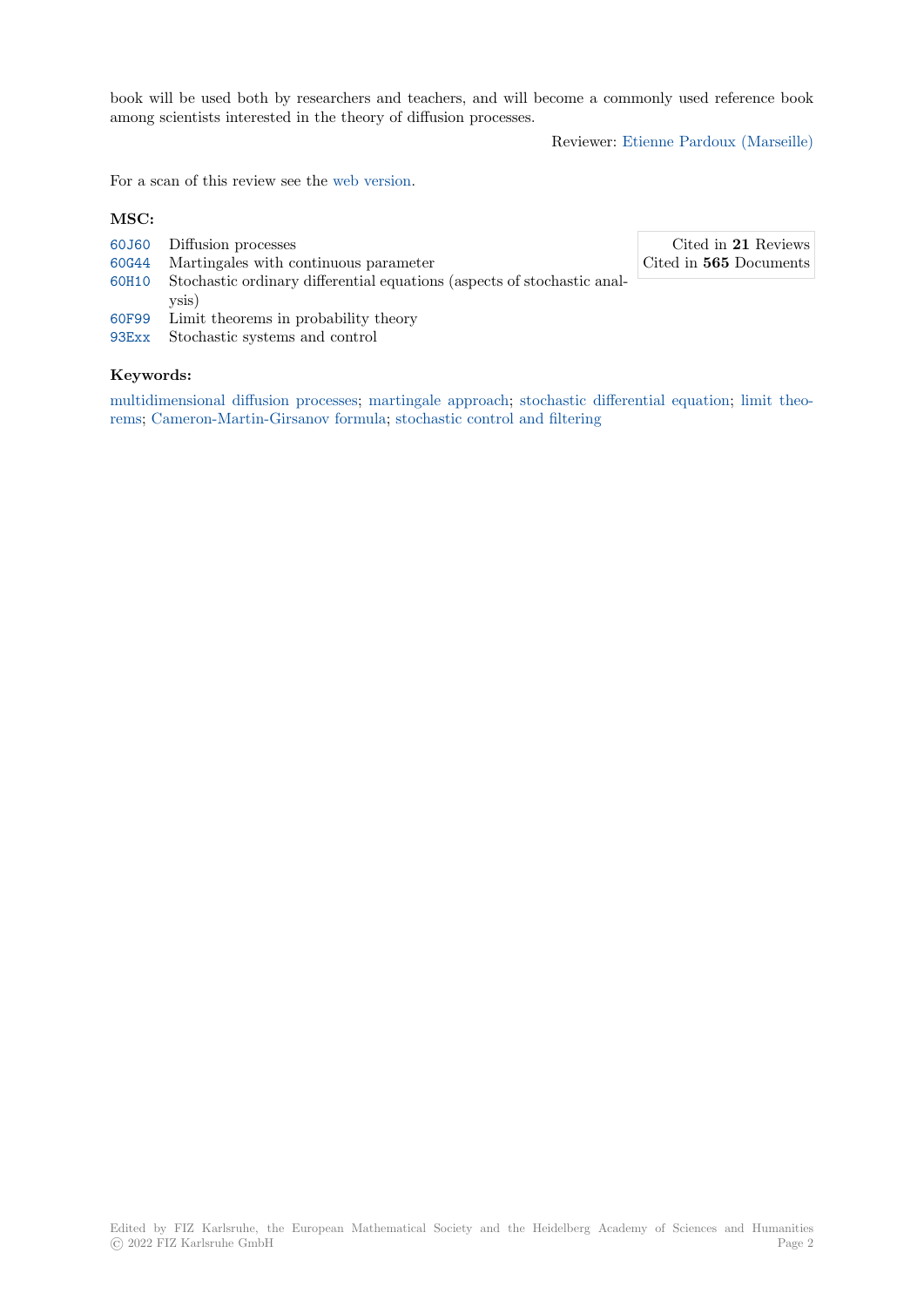book will be used both by researchers and teachers, and will become a commonly used reference book among scientists interested in the theory of diffusion processes.

Reviewer: Etienne Pardoux (Marseille)

For a scan of this review see the web version.

**MSC:**

| | |
|---|---|
| 60J60 | Diffusion processes |
| 60G44 | Martingales with continuous parameter |
| 60H10 | Stochastic ordinary differential equations (aspects of stochastic analysis) |
| 60F99 | Limit theorems in probability theory |
| 93Exx | Stochastic systems and control |

Cited in **21** Reviews
Cited in **565** Documents

**Keywords:**

multidimensional diffusion processes; martingale approach; stochastic differential equation; limit theorems; Cameron-Martin-Girsanov formula; stochastic control and filtering